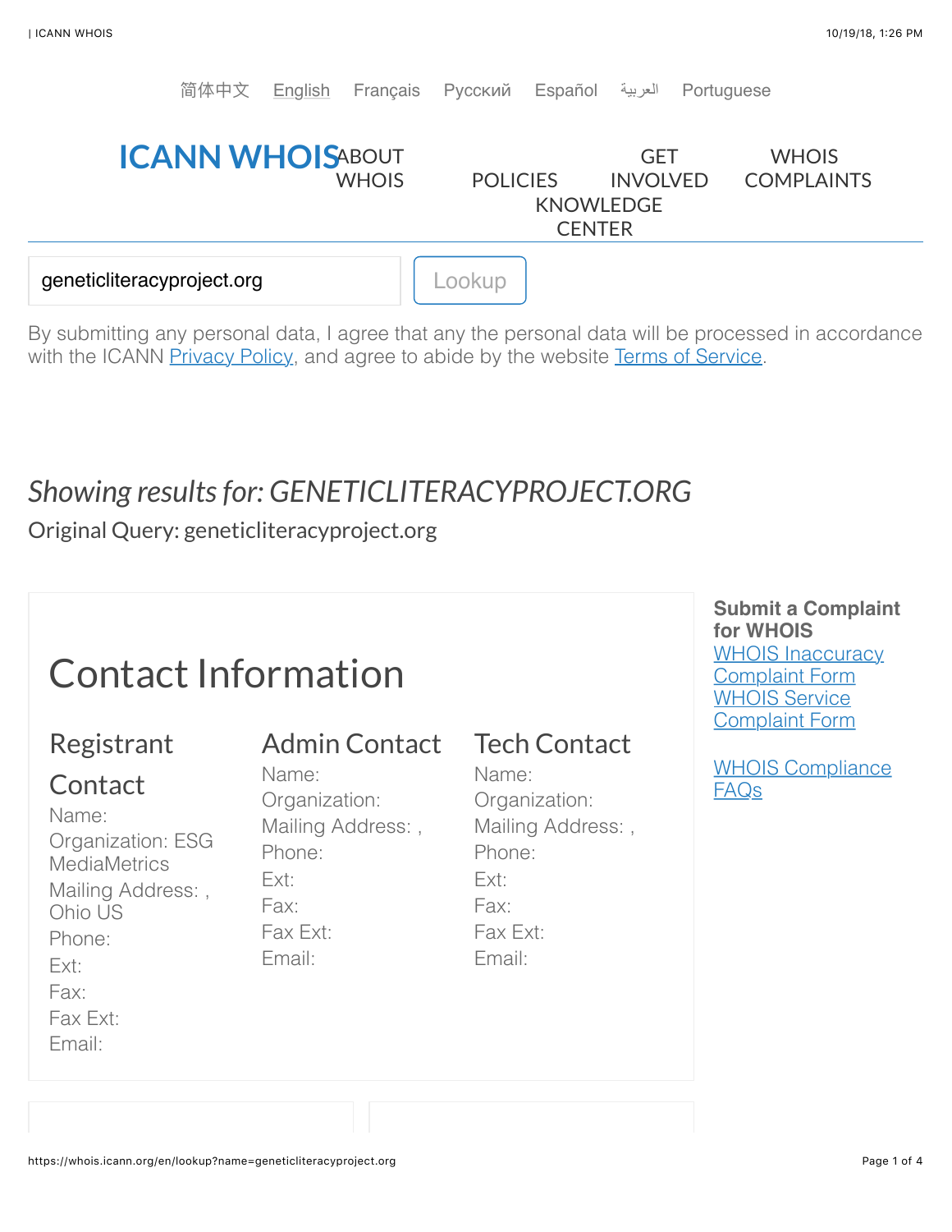简体中文 English Français Русский Español العربية Portuguese

# ICANN WHOIS

ABOUT WHOIS | POLICIES | GET INVOLVED | KNOWLEDGE CENTER | WHOIS COMPLAINTS

geneticliteracyproject.org

Lookup

By submitting any personal data, I agree that any the personal data will be processed in accordance with the ICANN Privacy Policy, and agree to abide by the website Terms of Service.

## *Showing results for: GENETICLITERACYPROJECT.ORG*

Original Query: geneticliteracyproject.org

## Contact Information

### Registrant Contact

Name:
Organization: ESG MediaMetrics
Mailing Address: , Ohio US
Phone:
Ext:
Fax:
Fax Ext:
Email:

### Admin Contact

Name:
Organization:
Mailing Address: ,
Phone:
Ext:
Fax:
Fax Ext:
Email:

### Tech Contact

Name:
Organization:
Mailing Address: ,
Phone:
Ext:
Fax:
Fax Ext:
Email:

**Submit a Complaint for WHOIS**

WHOIS Inaccuracy Complaint Form
WHOIS Service Complaint Form

WHOIS Compliance FAQs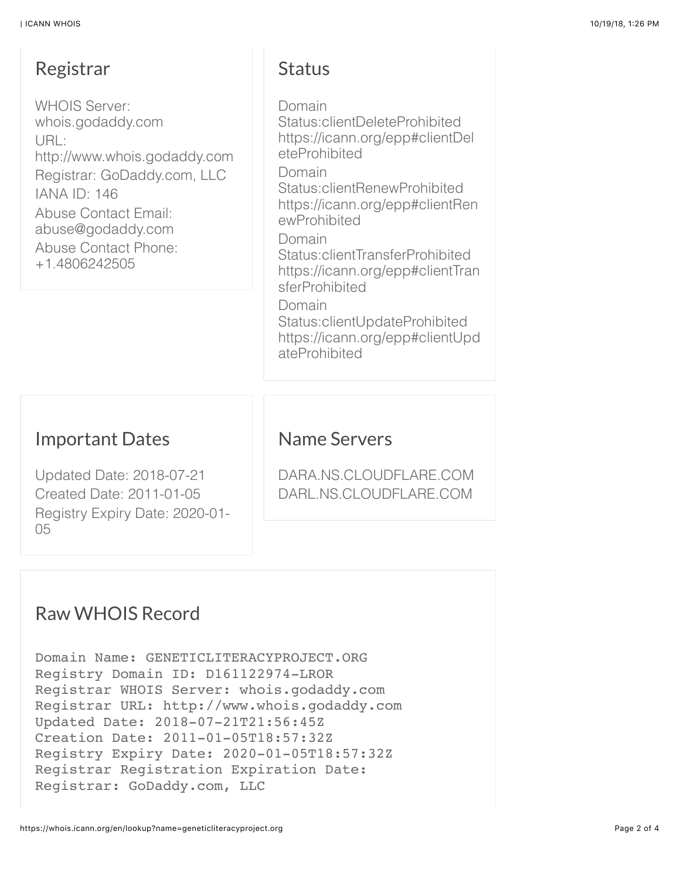## Registrar

WHOIS Server: whois.godaddy.com
URL: http://www.whois.godaddy.com
Registrar: GoDaddy.com, LLC
IANA ID: 146
Abuse Contact Email: abuse@godaddy.com
Abuse Contact Phone: +1.4806242505

## Status

Domain Status:clientDeleteProhibited https://icann.org/epp#clientDeleteProhibited
Domain Status:clientRenewProhibited https://icann.org/epp#clientRenewProhibited
Domain Status:clientTransferProhibited https://icann.org/epp#clientTransferProhibited
Domain Status:clientUpdateProhibited https://icann.org/epp#clientUpdateProhibited

## Important Dates

Updated Date: 2018-07-21
Created Date: 2011-01-05
Registry Expiry Date: 2020-01-05

## Name Servers

DARA.NS.CLOUDFLARE.COM
DARL.NS.CLOUDFLARE.COM

## Raw WHOIS Record

```
Domain Name: GENETICLITERACYPROJECT.ORG
Registry Domain ID: D161122974-LROR
Registrar WHOIS Server: whois.godaddy.com
Registrar URL: http://www.whois.godaddy.com
Updated Date: 2018-07-21T21:56:45Z
Creation Date: 2011-01-05T18:57:32Z
Registry Expiry Date: 2020-01-05T18:57:32Z
Registrar Registration Expiration Date:
Registrar: GoDaddy.com, LLC
```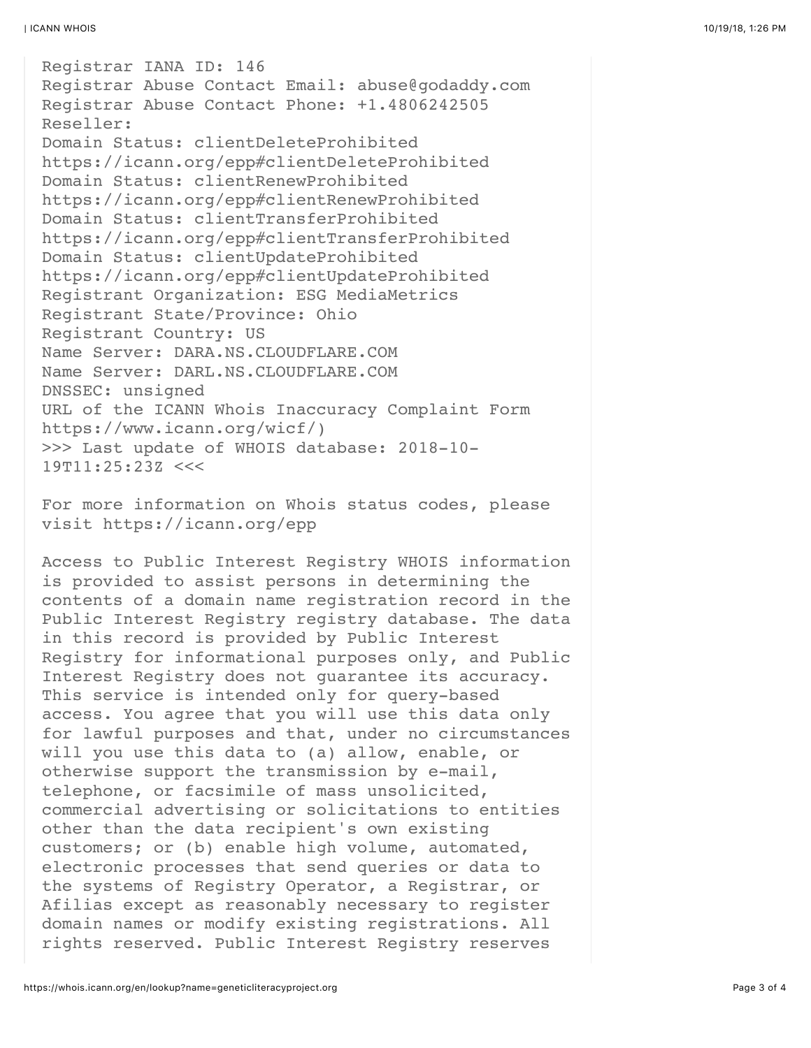```
Registrar IANA ID: 146
Registrar Abuse Contact Email: abuse@godaddy.com
Registrar Abuse Contact Phone: +1.4806242505
Reseller:
Domain Status: clientDeleteProhibited
https://icann.org/epp#clientDeleteProhibited
Domain Status: clientRenewProhibited
https://icann.org/epp#clientRenewProhibited
Domain Status: clientTransferProhibited
https://icann.org/epp#clientTransferProhibited
Domain Status: clientUpdateProhibited
https://icann.org/epp#clientUpdateProhibited
Registrant Organization: ESG MediaMetrics
Registrant State/Province: Ohio
Registrant Country: US
Name Server: DARA.NS.CLOUDFLARE.COM
Name Server: DARL.NS.CLOUDFLARE.COM
DNSSEC: unsigned
URL of the ICANN Whois Inaccuracy Complaint Form
https://www.icann.org/wicf/)
>>> Last update of WHOIS database: 2018-10-
19T11:25:23Z <<<

For more information on Whois status codes, please
visit https://icann.org/epp

Access to Public Interest Registry WHOIS information
is provided to assist persons in determining the
contents of a domain name registration record in the
Public Interest Registry registry database. The data
in this record is provided by Public Interest
Registry for informational purposes only, and Public
Interest Registry does not guarantee its accuracy.
This service is intended only for query-based
access. You agree that you will use this data only
for lawful purposes and that, under no circumstances
will you use this data to (a) allow, enable, or
otherwise support the transmission by e-mail,
telephone, or facsimile of mass unsolicited,
commercial advertising or solicitations to entities
other than the data recipient's own existing
customers; or (b) enable high volume, automated,
electronic processes that send queries or data to
the systems of Registry Operator, a Registrar, or
Afilias except as reasonably necessary to register
domain names or modify existing registrations. All
rights reserved. Public Interest Registry reserves
```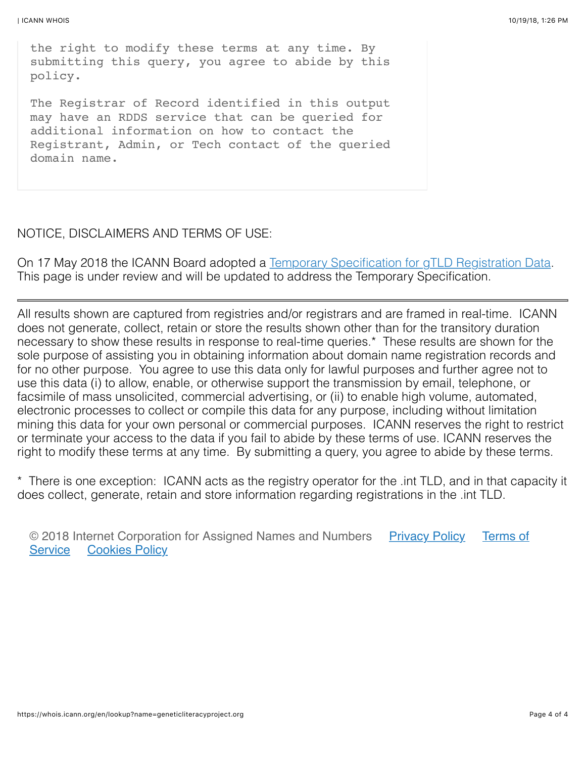```
the right to modify these terms at any time. By
submitting this query, you agree to abide by this
policy.

The Registrar of Record identified in this output
may have an RDDS service that can be queried for
additional information on how to contact the
Registrant, Admin, or Tech contact of the queried
domain name.
```

NOTICE, DISCLAIMERS AND TERMS OF USE:

On 17 May 2018 the ICANN Board adopted a Temporary Specification for gTLD Registration Data. This page is under review and will be updated to address the Temporary Specification.

---

All results shown are captured from registries and/or registrars and are framed in real-time. ICANN does not generate, collect, retain or store the results shown other than for the transitory duration necessary to show these results in response to real-time queries.* These results are shown for the sole purpose of assisting you in obtaining information about domain name registration records and for no other purpose. You agree to use this data only for lawful purposes and further agree not to use this data (i) to allow, enable, or otherwise support the transmission by email, telephone, or facsimile of mass unsolicited, commercial advertising, or (ii) to enable high volume, automated, electronic processes to collect or compile this data for any purpose, including without limitation mining this data for your own personal or commercial purposes. ICANN reserves the right to restrict or terminate your access to the data if you fail to abide by these terms of use. ICANN reserves the right to modify these terms at any time. By submitting a query, you agree to abide by these terms.

* There is one exception: ICANN acts as the registry operator for the .int TLD, and in that capacity it does collect, generate, retain and store information regarding registrations in the .int TLD.

© 2018 Internet Corporation for Assigned Names and Numbers    Privacy Policy    Terms of Service    Cookies Policy